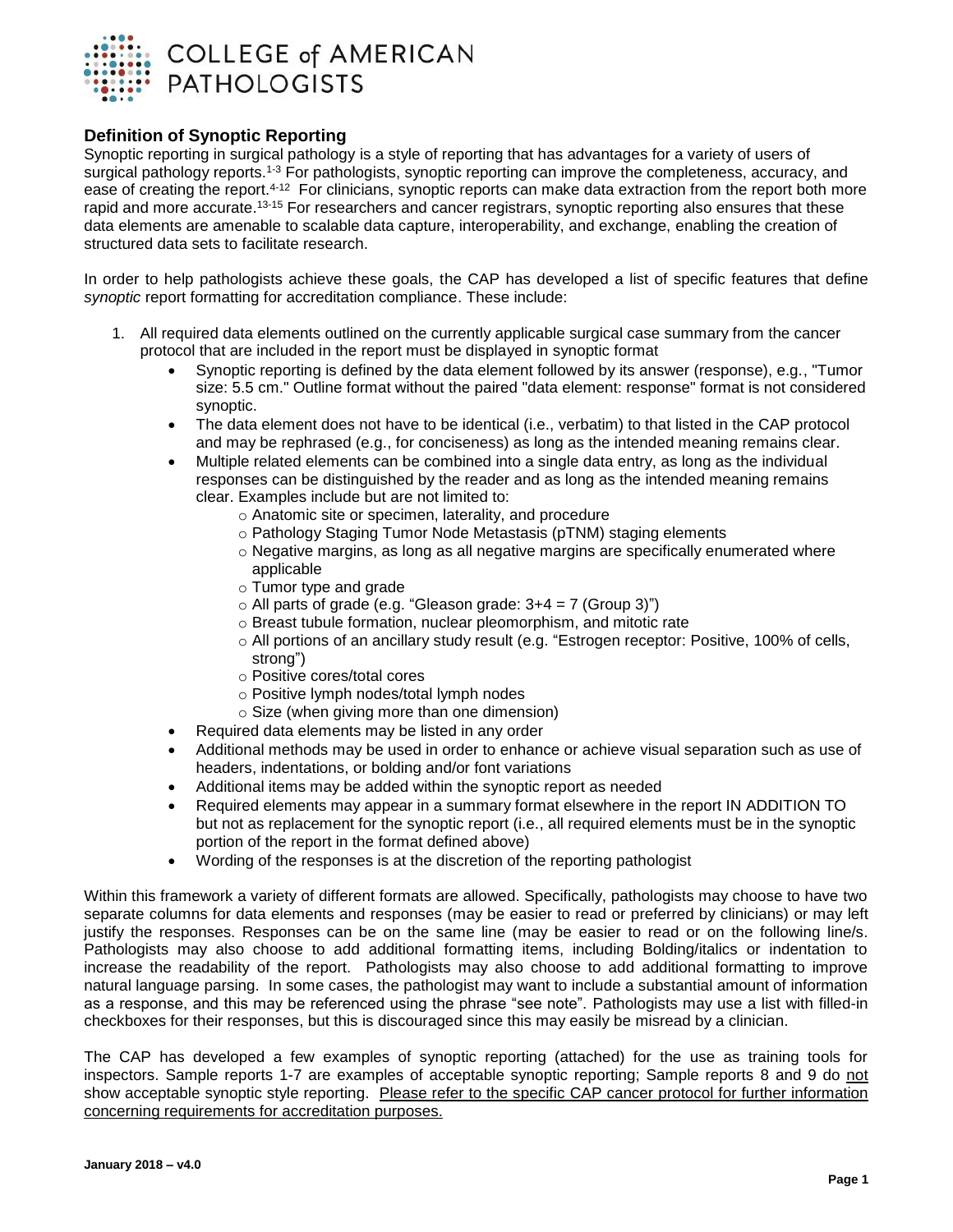COLLEGE of AMERICAN PATHOLOGISTS

## Definition of Synoptic Reporting

Synoptic reporting in surgical pathology is a style of reporting that has advantages for a variety of users of surgical pathology reports.[1-3] For pathologists, synoptic reporting can improve the completeness, accuracy, and ease of creating the report.[4-12] For clinicians, synoptic reports can make data extraction from the report both more rapid and more accurate.[13-15] For researchers and cancer registrars, synoptic reporting also ensures that these data elements are amenable to scalable data capture, interoperability, and exchange, enabling the creation of structured data sets to facilitate research.

In order to help pathologists achieve these goals, the CAP has developed a list of specific features that define *synoptic* report formatting for accreditation compliance. These include:

1. All required data elements outlined on the currently applicable surgical case summary from the cancer protocol that are included in the report must be displayed in synoptic format
   - Synoptic reporting is defined by the data element followed by its answer (response), e.g., "Tumor size: 5.5 cm." Outline format without the paired "data element: response" format is not considered synoptic.
   - The data element does not have to be identical (i.e., verbatim) to that listed in the CAP protocol and may be rephrased (e.g., for conciseness) as long as the intended meaning remains clear.
   - Multiple related elements can be combined into a single data entry, as long as the individual responses can be distinguished by the reader and as long as the intended meaning remains clear. Examples include but are not limited to:
     - Anatomic site or specimen, laterality, and procedure
     - Pathology Staging Tumor Node Metastasis (pTNM) staging elements
     - Negative margins, as long as all negative margins are specifically enumerated where applicable
     - Tumor type and grade
     - All parts of grade (e.g. "Gleason grade: 3+4 = 7 (Group 3)")
     - Breast tubule formation, nuclear pleomorphism, and mitotic rate
     - All portions of an ancillary study result (e.g. "Estrogen receptor: Positive, 100% of cells, strong")
     - Positive cores/total cores
     - Positive lymph nodes/total lymph nodes
     - Size (when giving more than one dimension)
   - Required data elements may be listed in any order
   - Additional methods may be used in order to enhance or achieve visual separation such as use of headers, indentations, or bolding and/or font variations
   - Additional items may be added within the synoptic report as needed
   - Required elements may appear in a summary format elsewhere in the report IN ADDITION TO but not as replacement for the synoptic report (i.e., all required elements must be in the synoptic portion of the report in the format defined above)
   - Wording of the responses is at the discretion of the reporting pathologist

Within this framework a variety of different formats are allowed. Specifically, pathologists may choose to have two separate columns for data elements and responses (may be easier to read or preferred by clinicians) or may left justify the responses. Responses can be on the same line (may be easier to read or on the following line/s. Pathologists may also choose to add additional formatting items, including Bolding/italics or indentation to increase the readability of the report. Pathologists may also choose to add additional formatting to improve natural language parsing. In some cases, the pathologist may want to include a substantial amount of information as a response, and this may be referenced using the phrase "see note". Pathologists may use a list with filled-in checkboxes for their responses, but this is discouraged since this may easily be misread by a clinician.

The CAP has developed a few examples of synoptic reporting (attached) for the use as training tools for inspectors. Sample reports 1-7 are examples of acceptable synoptic reporting; Sample reports 8 and 9 do <u>not</u> show acceptable synoptic style reporting. <u>Please refer to the specific CAP cancer protocol for further information concerning requirements for accreditation purposes.</u>

**January 2018 – v4.0**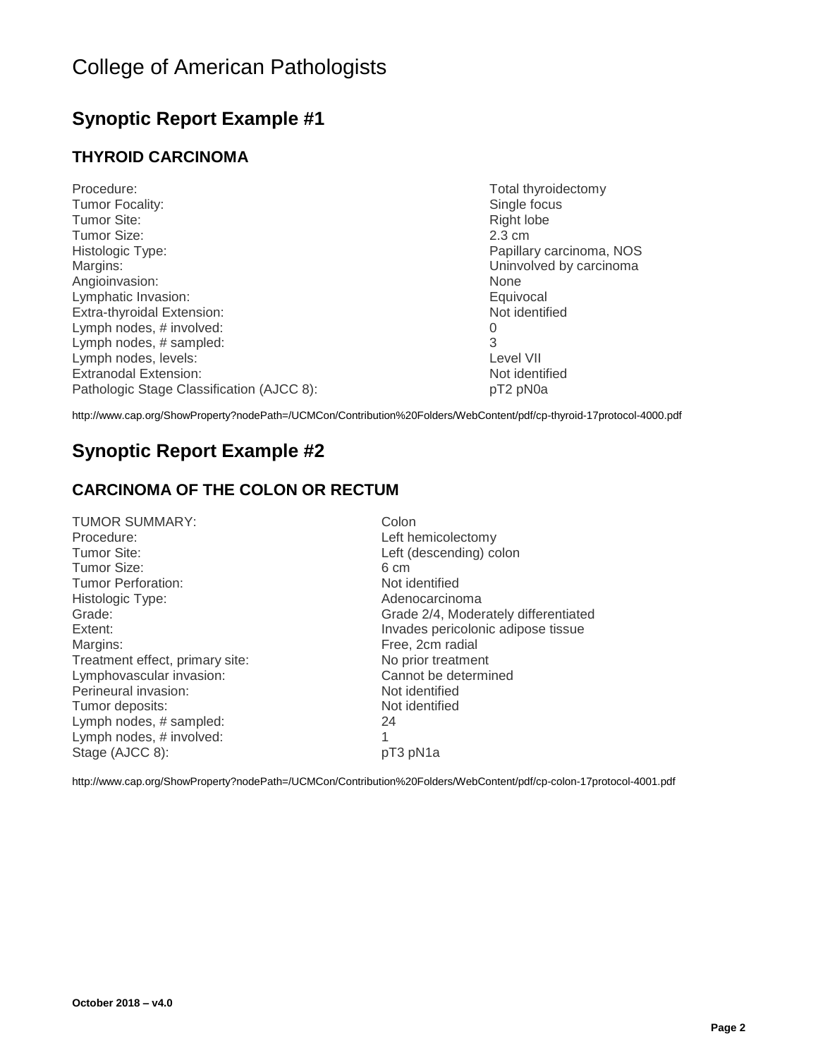# College of American Pathologists

## Synoptic Report Example #1

### THYROID CARCINOMA

| | |
|---|---|
| Procedure: | Total thyroidectomy |
| Tumor Focality: | Single focus |
| Tumor Site: | Right lobe |
| Tumor Size: | 2.3 cm |
| Histologic Type: | Papillary carcinoma, NOS |
| Margins: | Uninvolved by carcinoma |
| Angioinvasion: | None |
| Lymphatic Invasion: | Equivocal |
| Extra-thyroidal Extension: | Not identified |
| Lymph nodes, # involved: | 0 |
| Lymph nodes, # sampled: | 3 |
| Lymph nodes, levels: | Level VII |
| Extranodal Extension: | Not identified |
| Pathologic Stage Classification (AJCC 8): | pT2 pN0a |

http://www.cap.org/ShowProperty?nodePath=/UCMCon/Contribution%20Folders/WebContent/pdf/cp-thyroid-17protocol-4000.pdf

## Synoptic Report Example #2

### CARCINOMA OF THE COLON OR RECTUM

| | |
|---|---|
| TUMOR SUMMARY: | Colon |
| Procedure: | Left hemicolectomy |
| Tumor Site: | Left (descending) colon |
| Tumor Size: | 6 cm |
| Tumor Perforation: | Not identified |
| Histologic Type: | Adenocarcinoma |
| Grade: | Grade 2/4, Moderately differentiated |
| Extent: | Invades pericolonic adipose tissue |
| Margins: | Free, 2cm radial |
| Treatment effect, primary site: | No prior treatment |
| Lymphovascular invasion: | Cannot be determined |
| Perineural invasion: | Not identified |
| Tumor deposits: | Not identified |
| Lymph nodes, # sampled: | 24 |
| Lymph nodes, # involved: | 1 |
| Stage (AJCC 8): | pT3 pN1a |

http://www.cap.org/ShowProperty?nodePath=/UCMCon/Contribution%20Folders/WebContent/pdf/cp-colon-17protocol-4001.pdf

**October 2018 – v4.0**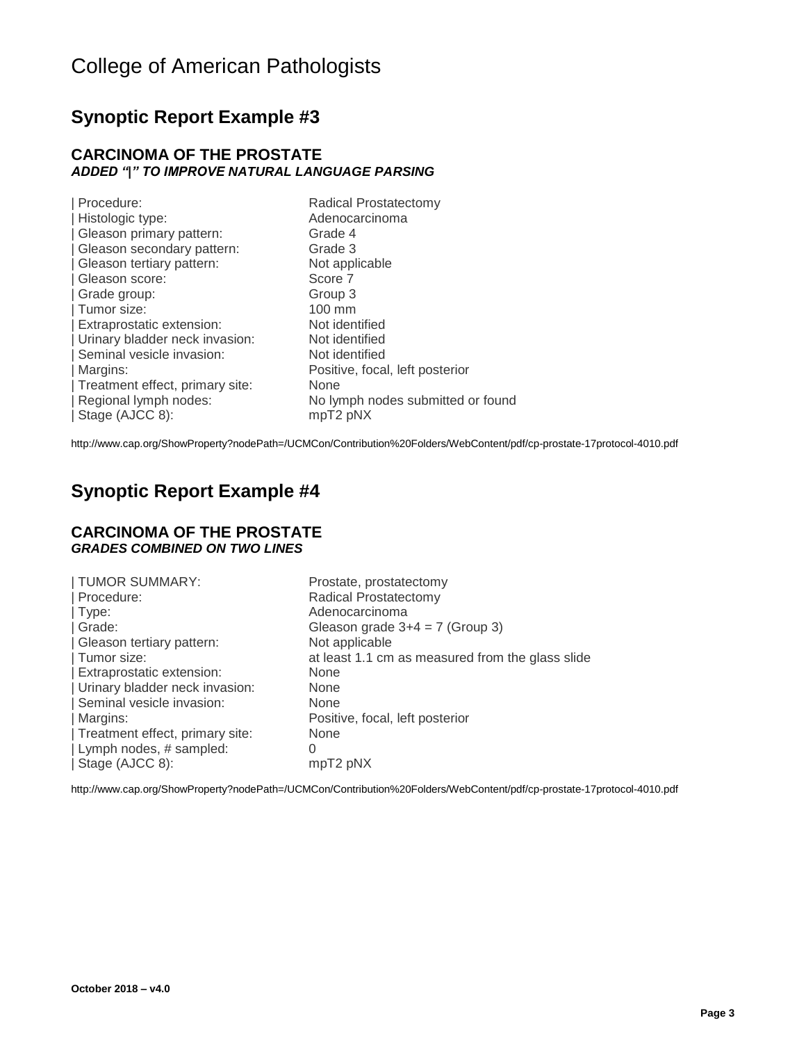## Synoptic Report Example #3

### CARCINOMA OF THE PROSTATE
***ADDED "|" TO IMPROVE NATURAL LANGUAGE PARSING***

```
| Procedure:                         Radical Prostatectomy
| Histologic type:                   Adenocarcinoma
| Gleason primary pattern:           Grade 4
| Gleason secondary pattern:         Grade 3
| Gleason tertiary pattern:          Not applicable
| Gleason score:                     Score 7
| Grade group:                       Group 3
| Tumor size:                        100 mm
| Extraprostatic extension:          Not identified
| Urinary bladder neck invasion:     Not identified
| Seminal vesicle invasion:          Not identified
| Margins:                           Positive, focal, left posterior
| Treatment effect, primary site:    None
| Regional lymph nodes:              No lymph nodes submitted or found
| Stage (AJCC 8):                    mpT2 pNX
```

http://www.cap.org/ShowProperty?nodePath=/UCMCon/Contribution%20Folders/WebContent/pdf/cp-prostate-17protocol-4010.pdf

## Synoptic Report Example #4

### CARCINOMA OF THE PROSTATE
***GRADES COMBINED ON TWO LINES***

```
| TUMOR SUMMARY:                     Prostate, prostatectomy
| Procedure:                         Radical Prostatectomy
| Type:                              Adenocarcinoma
| Grade:                             Gleason grade 3+4 = 7 (Group 3)
| Gleason tertiary pattern:          Not applicable
| Tumor size:                        at least 1.1 cm as measured from the glass slide
| Extraprostatic extension:          None
| Urinary bladder neck invasion:     None
| Seminal vesicle invasion:          None
| Margins:                           Positive, focal, left posterior
| Treatment effect, primary site:    None
| Lymph nodes, # sampled:            0
| Stage (AJCC 8):                    mpT2 pNX
```

http://www.cap.org/ShowProperty?nodePath=/UCMCon/Contribution%20Folders/WebContent/pdf/cp-prostate-17protocol-4010.pdf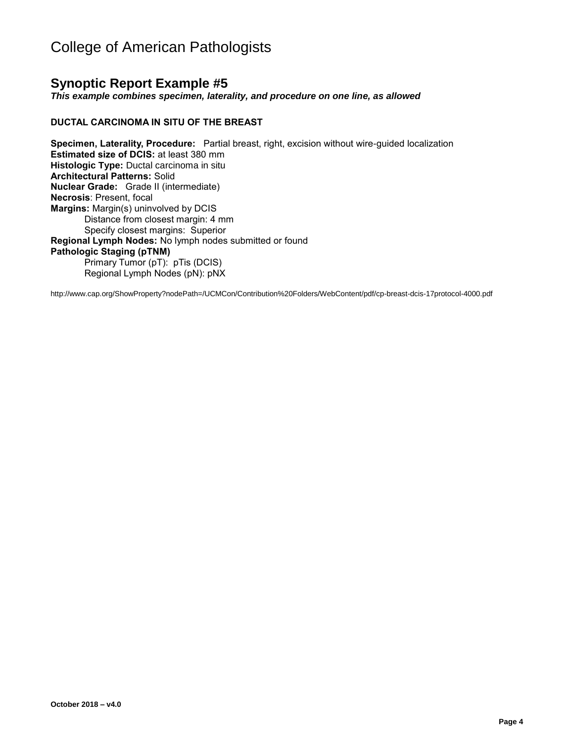# College of American Pathologists

## Synoptic Report Example #5

***This example combines specimen, laterality, and procedure on one line, as allowed***

**DUCTAL CARCINOMA IN SITU OF THE BREAST**

**Specimen, Laterality, Procedure:** Partial breast, right, excision without wire-guided localization
**Estimated size of DCIS:** at least 380 mm
**Histologic Type:** Ductal carcinoma in situ
**Architectural Patterns:** Solid
**Nuclear Grade:** Grade II (intermediate)
**Necrosis**: Present, focal
**Margins:** Margin(s) uninvolved by DCIS
    Distance from closest margin: 4 mm
    Specify closest margins: Superior
**Regional Lymph Nodes:** No lymph nodes submitted or found
**Pathologic Staging (pTNM)**
    Primary Tumor (pT): pTis (DCIS)
    Regional Lymph Nodes (pN): pNX

http://www.cap.org/ShowProperty?nodePath=/UCMCon/Contribution%20Folders/WebContent/pdf/cp-breast-dcis-17protocol-4000.pdf

**October 2018 – v4.0**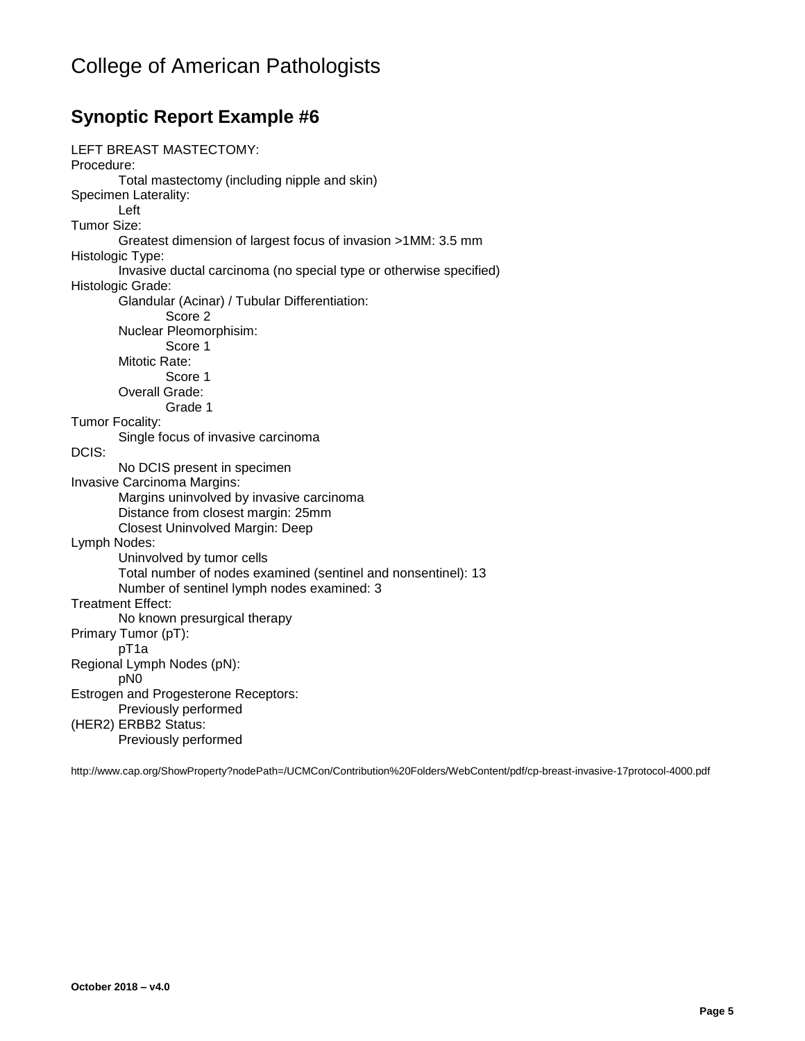# College of American Pathologists

## Synoptic Report Example #6

LEFT BREAST MASTECTOMY:

Procedure:

Total mastectomy (including nipple and skin)

Specimen Laterality:

Left

Tumor Size:

Greatest dimension of largest focus of invasion >1MM: 3.5 mm

Histologic Type:

Invasive ductal carcinoma (no special type or otherwise specified)

Histologic Grade:

Glandular (Acinar) / Tubular Differentiation:

Score 2

Nuclear Pleomorphisim:

Score 1

Mitotic Rate:

Score 1

Overall Grade:

Grade 1

Tumor Focality:

Single focus of invasive carcinoma

DCIS:

No DCIS present in specimen

Invasive Carcinoma Margins:

Margins uninvolved by invasive carcinoma

Distance from closest margin: 25mm

Closest Uninvolved Margin: Deep

Lymph Nodes:

Uninvolved by tumor cells

Total number of nodes examined (sentinel and nonsentinel): 13

Number of sentinel lymph nodes examined: 3

Treatment Effect:

No known presurgical therapy

Primary Tumor (pT):

pT1a

Regional Lymph Nodes (pN):

pN0

Estrogen and Progesterone Receptors:

Previously performed

(HER2) ERBB2 Status:

Previously performed

http://www.cap.org/ShowProperty?nodePath=/UCMCon/Contribution%20Folders/WebContent/pdf/cp-breast-invasive-17protocol-4000.pdf

**October 2018 – v4.0**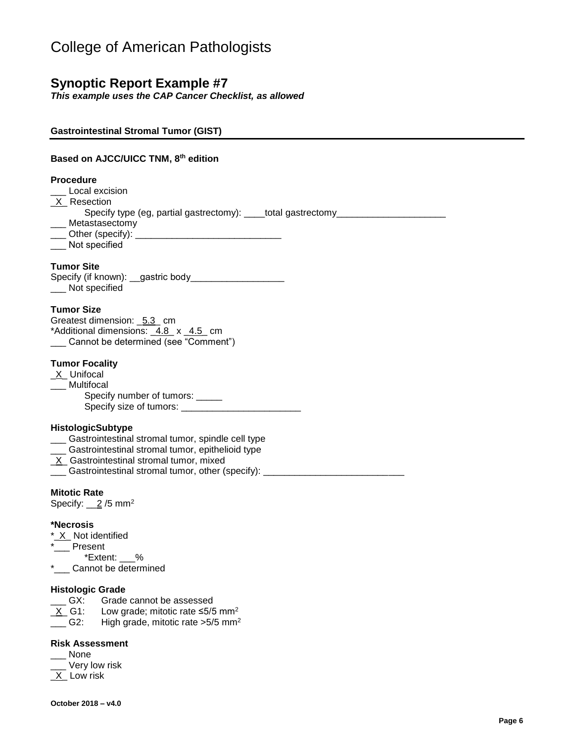# College of American Pathologists

## Synoptic Report Example #7

***This example uses the CAP Cancer Checklist, as allowed***

**Gastrointestinal Stromal Tumor (GIST)**

**Based on AJCC/UICC TNM, 8th edition**

**Procedure**
___ Local excision
_X_ Resection
  Specify type (eg, partial gastrectomy): ____total gastrectomy_____________________
___ Metastasectomy
___ Other (specify): ____________________________
___ Not specified

**Tumor Site**
Specify (if known): __gastric body__________________
___ Not specified

**Tumor Size**
Greatest dimension: _5.3_ cm
*Additional dimensions: _4.8_ x _4.5_ cm
___ Cannot be determined (see "Comment")

**Tumor Focality**
_X_ Unifocal
___ Multifocal
  Specify number of tumors: _____
  Specify size of tumors: _______________________

**HistologicSubtype**
___ Gastrointestinal stromal tumor, spindle cell type
___ Gastrointestinal stromal tumor, epithelioid type
_X_ Gastrointestinal stromal tumor, mixed
___ Gastrointestinal stromal tumor, other (specify): ___________________________

**Mitotic Rate**
Specify: __2 /5 $mm^2$

***Necrosis**
*_X_ Not identified
*___ Present
  *Extent: ___%
*___ Cannot be determined

**Histologic Grade**
___ GX: Grade cannot be assessed
_X_ G1: Low grade; mitotic rate ≤5/5 $mm^2$
___ G2: High grade, mitotic rate >5/5 $mm^2$

**Risk Assessment**
___ None
___ Very low risk
_X_ Low risk

**October 2018 – v4.0**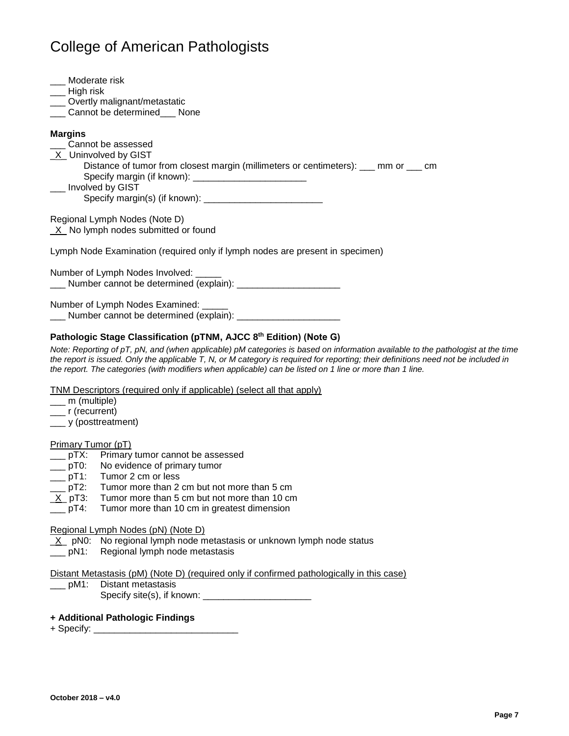___ Moderate risk
___ High risk
___ Overtly malignant/metastatic
___ Cannot be determined___ None

**Margins**
___ Cannot be assessed
_X_ Uninvolved by GIST
    Distance of tumor from closest margin (millimeters or centimeters): ___ mm or ___ cm
    Specify margin (if known): ______________________
___ Involved by GIST
    Specify margin(s) (if known): _______________________

Regional Lymph Nodes (Note D)
_X_ No lymph nodes submitted or found

Lymph Node Examination (required only if lymph nodes are present in specimen)

Number of Lymph Nodes Involved: _____
___ Number cannot be determined (explain): ____________________

Number of Lymph Nodes Examined: _____
___ Number cannot be determined (explain): ____________________

**Pathologic Stage Classification (pTNM, AJCC 8th Edition) (Note G)**

*Note: Reporting of pT, pN, and (when applicable) pM categories is based on information available to the pathologist at the time the report is issued. Only the applicable T, N, or M category is required for reporting; their definitions need not be included in the report. The categories (with modifiers when applicable) can be listed on 1 line or more than 1 line.*

TNM Descriptors (required only if applicable) (select all that apply)
___ m (multiple)
___ r (recurrent)
___ y (posttreatment)

Primary Tumor (pT)
___ pTX: Primary tumor cannot be assessed
___ pT0: No evidence of primary tumor
___ pT1: Tumor 2 cm or less
___ pT2: Tumor more than 2 cm but not more than 5 cm
_X_ pT3: Tumor more than 5 cm but not more than 10 cm
___ pT4: Tumor more than 10 cm in greatest dimension

Regional Lymph Nodes (pN) (Note D)
_X_ pN0: No regional lymph node metastasis or unknown lymph node status
___ pN1: Regional lymph node metastasis

Distant Metastasis (pM) (Note D) (required only if confirmed pathologically in this case)
___ pM1: Distant metastasis
    Specify site(s), if known: _____________________

**+ Additional Pathologic Findings**
+ Specify: ____________________________

October 2018 – v4.0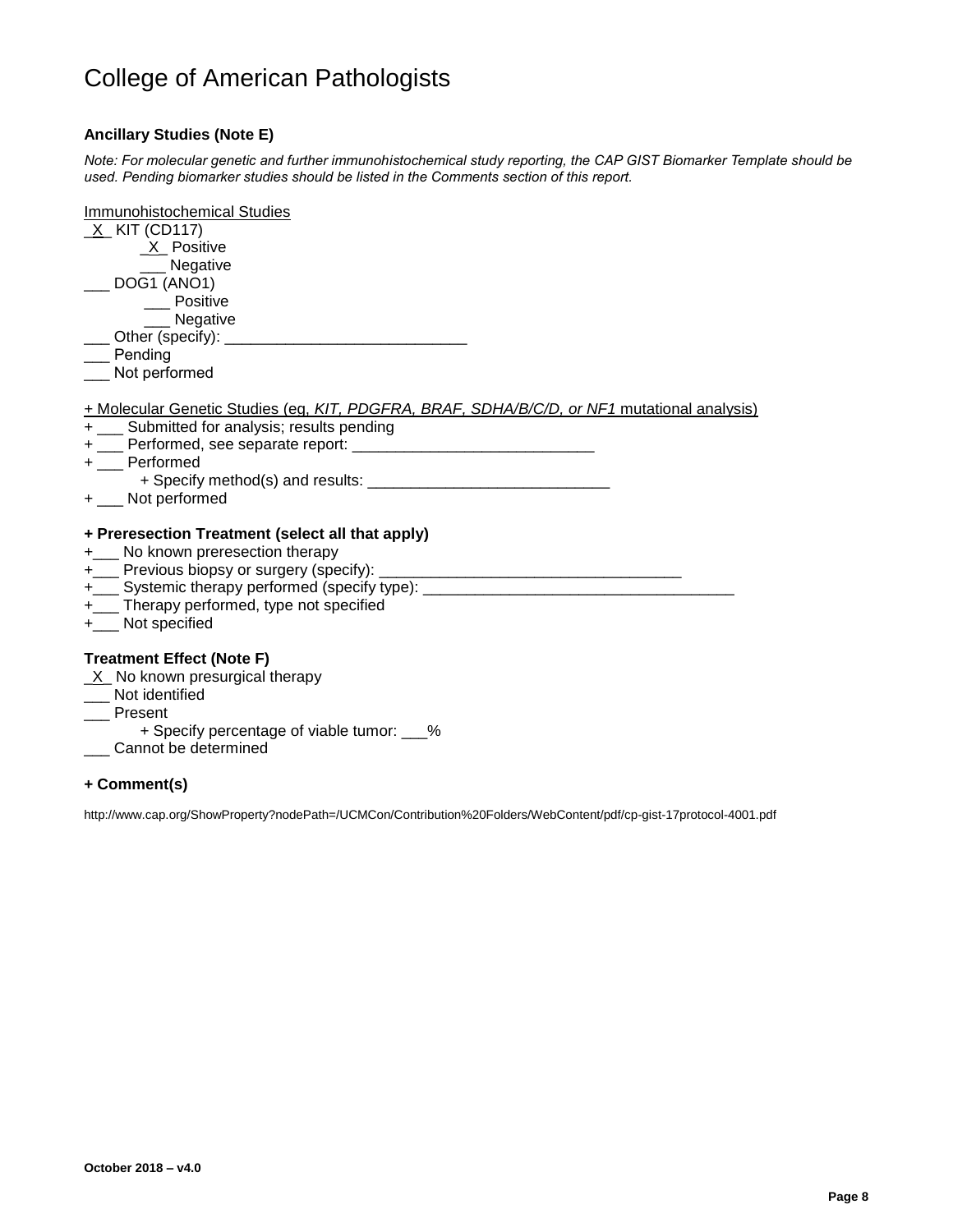# College of American Pathologists

**Ancillary Studies (Note E)**

*Note: For molecular genetic and further immunohistochemical study reporting, the CAP GIST Biomarker Template should be used. Pending biomarker studies should be listed in the Comments section of this report.*

Immunohistochemical Studies
_X_ KIT (CD117)
    _X_ Positive
    ___ Negative
___ DOG1 (ANO1)
    ___ Positive
    ___ Negative
___ Other (specify): ____________________________
___ Pending
___ Not performed

+ Molecular Genetic Studies (eg, *KIT, PDGFRA, BRAF, SDHA/B/C/D, or NF1* mutational analysis)
+ ___ Submitted for analysis; results pending
+ ___ Performed, see separate report: ____________________________
+ ___ Performed
    + Specify method(s) and results: ____________________________
+ ___ Not performed

**+ Preresection Treatment (select all that apply)**
+___ No known preresection therapy
+___ Previous biopsy or surgery (specify): ___________________________________
+___ Systemic therapy performed (specify type): ___________________________________
+___ Therapy performed, type not specified
+___ Not specified

**Treatment Effect (Note F)**
_X_ No known presurgical therapy
___ Not identified
___ Present
    + Specify percentage of viable tumor: ___%
___ Cannot be determined

**+ Comment(s)**

http://www.cap.org/ShowProperty?nodePath=/UCMCon/Contribution%20Folders/WebContent/pdf/cp-gist-17protocol-4001.pdf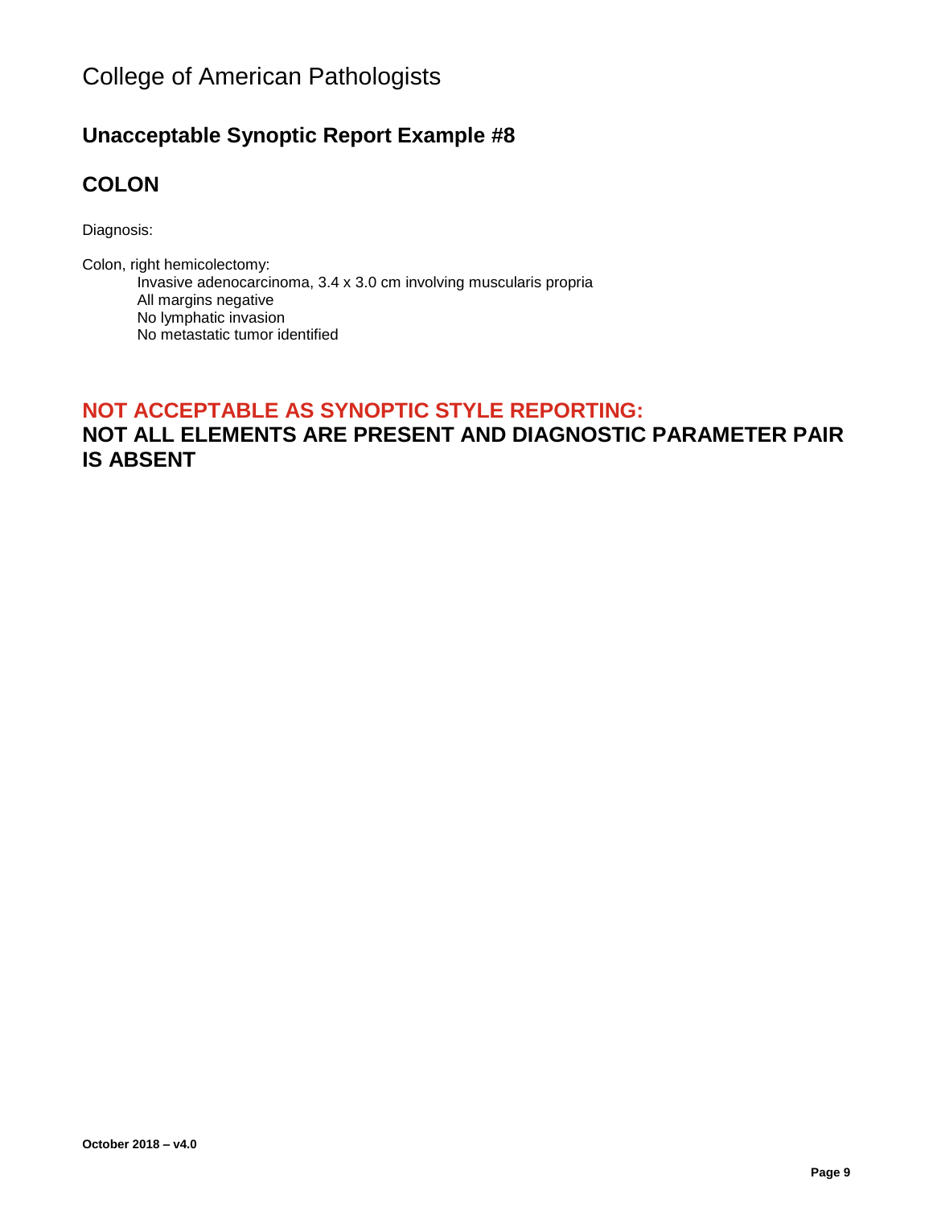# College of American Pathologists

## Unacceptable Synoptic Report Example #8

## COLON

Diagnosis:

Colon, right hemicolectomy:

Invasive adenocarcinoma, 3.4 x 3.0 cm involving muscularis propria
All margins negative
No lymphatic invasion
No metastatic tumor identified

## NOT ACCEPTABLE AS SYNOPTIC STYLE REPORTING:

## NOT ALL ELEMENTS ARE PRESENT AND DIAGNOSTIC PARAMETER PAIR IS ABSENT

**October 2018 – v4.0**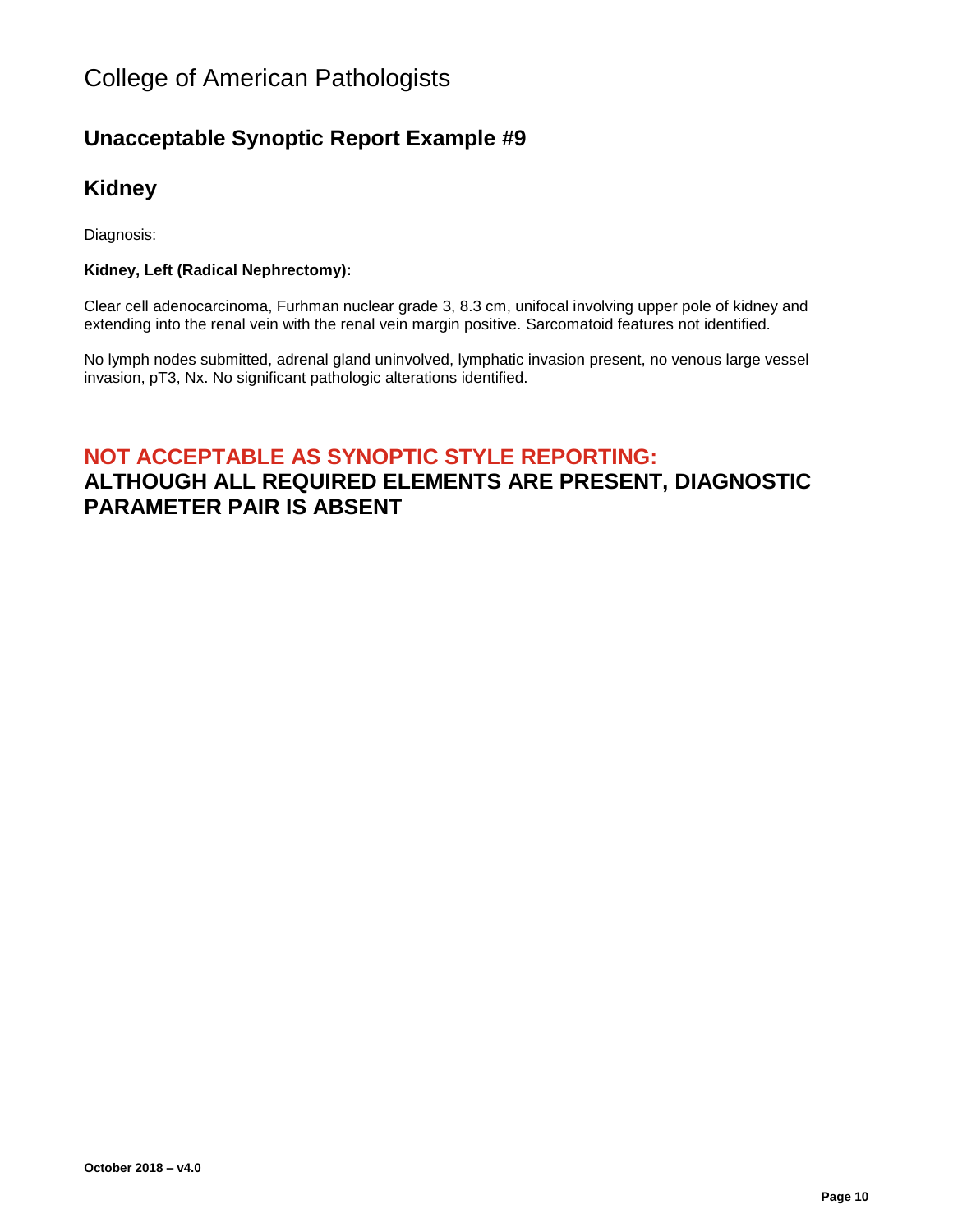# College of American Pathologists

## Unacceptable Synoptic Report Example #9

## Kidney

Diagnosis:

**Kidney, Left (Radical Nephrectomy):**

Clear cell adenocarcinoma, Furhman nuclear grade 3, 8.3 cm, unifocal involving upper pole of kidney and extending into the renal vein with the renal vein margin positive. Sarcomatoid features not identified.

No lymph nodes submitted, adrenal gland uninvolved, lymphatic invasion present, no venous large vessel invasion, pT3, Nx. No significant pathologic alterations identified.

### NOT ACCEPTABLE AS SYNOPTIC STYLE REPORTING:
### ALTHOUGH ALL REQUIRED ELEMENTS ARE PRESENT, DIAGNOSTIC PARAMETER PAIR IS ABSENT

**October 2018 – v4.0**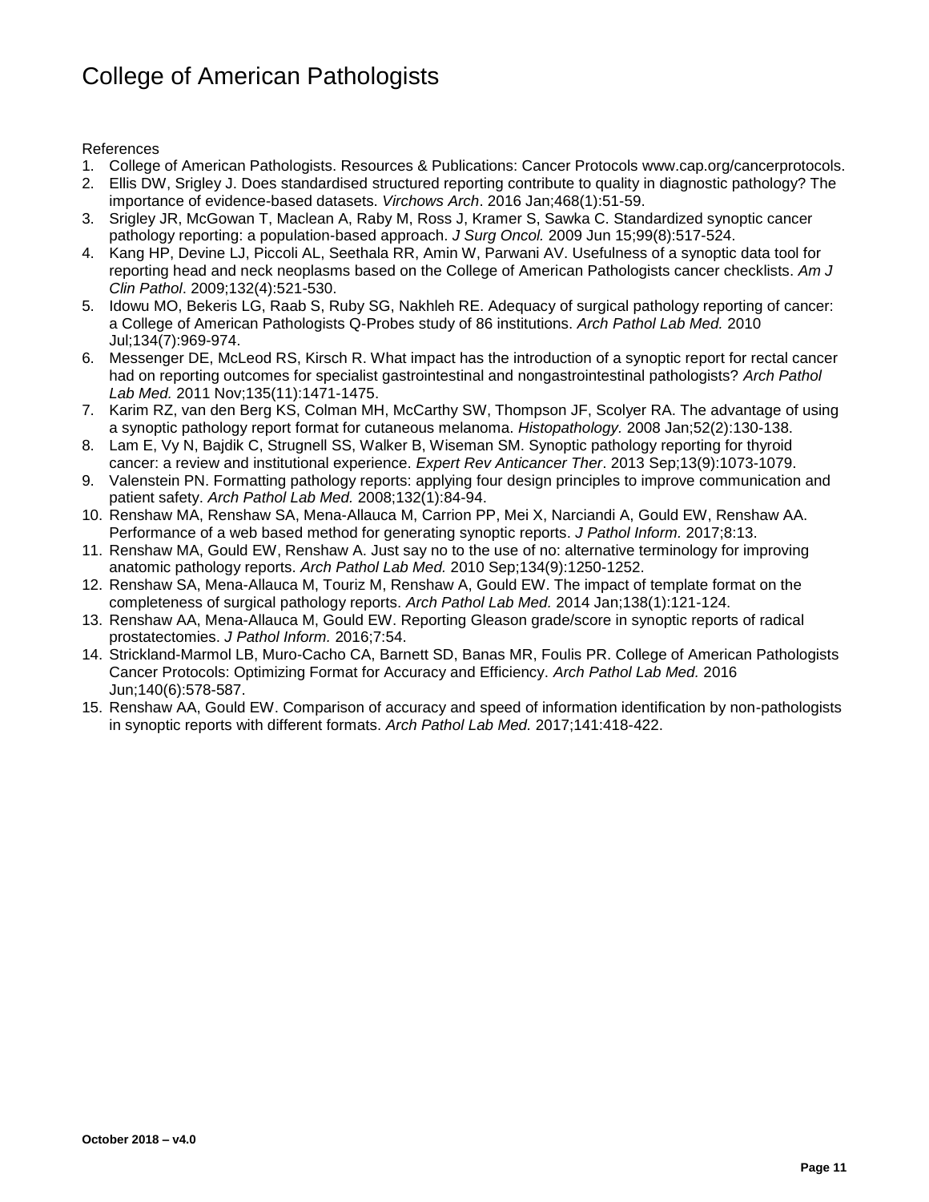References

1. College of American Pathologists. Resources & Publications: Cancer Protocols www.cap.org/cancerprotocols.
2. Ellis DW, Srigley J. Does standardised structured reporting contribute to quality in diagnostic pathology? The importance of evidence-based datasets. *Virchows Arch*. 2016 Jan;468(1):51-59.
3. Srigley JR, McGowan T, Maclean A, Raby M, Ross J, Kramer S, Sawka C. Standardized synoptic cancer pathology reporting: a population-based approach. *J Surg Oncol.* 2009 Jun 15;99(8):517-524.
4. Kang HP, Devine LJ, Piccoli AL, Seethala RR, Amin W, Parwani AV. Usefulness of a synoptic data tool for reporting head and neck neoplasms based on the College of American Pathologists cancer checklists. *Am J Clin Pathol*. 2009;132(4):521-530.
5. Idowu MO, Bekeris LG, Raab S, Ruby SG, Nakhleh RE. Adequacy of surgical pathology reporting of cancer: a College of American Pathologists Q-Probes study of 86 institutions. *Arch Pathol Lab Med.* 2010 Jul;134(7):969-974.
6. Messenger DE, McLeod RS, Kirsch R. What impact has the introduction of a synoptic report for rectal cancer had on reporting outcomes for specialist gastrointestinal and nongastrointestinal pathologists? *Arch Pathol Lab Med.* 2011 Nov;135(11):1471-1475.
7. Karim RZ, van den Berg KS, Colman MH, McCarthy SW, Thompson JF, Scolyer RA. The advantage of using a synoptic pathology report format for cutaneous melanoma. *Histopathology.* 2008 Jan;52(2):130-138.
8. Lam E, Vy N, Bajdik C, Strugnell SS, Walker B, Wiseman SM. Synoptic pathology reporting for thyroid cancer: a review and institutional experience. *Expert Rev Anticancer Ther*. 2013 Sep;13(9):1073-1079.
9. Valenstein PN. Formatting pathology reports: applying four design principles to improve communication and patient safety. *Arch Pathol Lab Med.* 2008;132(1):84-94.
10. Renshaw MA, Renshaw SA, Mena-Allauca M, Carrion PP, Mei X, Narciandi A, Gould EW, Renshaw AA. Performance of a web based method for generating synoptic reports. *J Pathol Inform.* 2017;8:13.
11. Renshaw MA, Gould EW, Renshaw A. Just say no to the use of no: alternative terminology for improving anatomic pathology reports. *Arch Pathol Lab Med.* 2010 Sep;134(9):1250-1252.
12. Renshaw SA, Mena-Allauca M, Touriz M, Renshaw A, Gould EW. The impact of template format on the completeness of surgical pathology reports. *Arch Pathol Lab Med.* 2014 Jan;138(1):121-124.
13. Renshaw AA, Mena-Allauca M, Gould EW. Reporting Gleason grade/score in synoptic reports of radical prostatectomies. *J Pathol Inform.* 2016;7:54.
14. Strickland-Marmol LB, Muro-Cacho CA, Barnett SD, Banas MR, Foulis PR. College of American Pathologists Cancer Protocols: Optimizing Format for Accuracy and Efficiency. *Arch Pathol Lab Med.* 2016 Jun;140(6):578-587.
15. Renshaw AA, Gould EW. Comparison of accuracy and speed of information identification by non-pathologists in synoptic reports with different formats. *Arch Pathol Lab Med.* 2017;141:418-422.